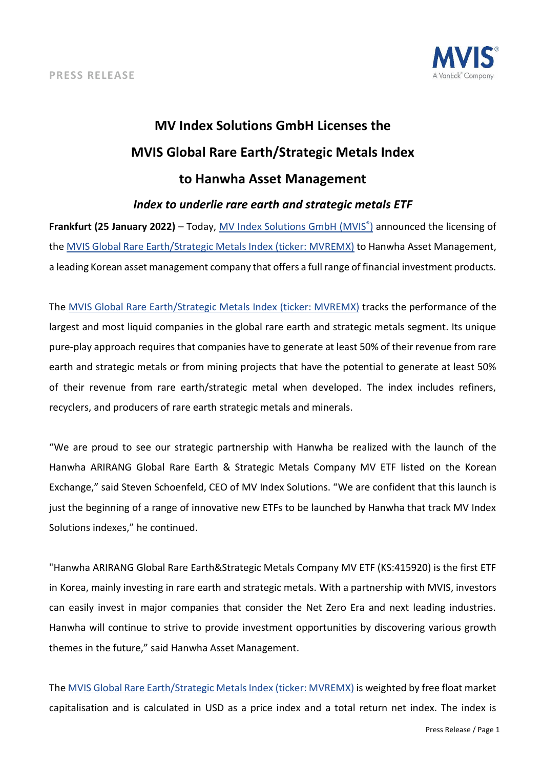PRESS RELEASE

# MV Index Solutions GmbH Licenses the MVIS Global Rare Earth/Strategic Metals Index to Hanwha Asset Management

### *Index to underlie rare earth and strategic metals ETF*

**Frankfurt (25 January 2022)** – Today, MV Index Solutions GmbH (MVIS®) announced the licensing of the MVIS Global Rare Earth/Strategic Metals Index (ticker: MVREMX) to Hanwha Asset Management, a leading Korean asset management company that offers a full range of financial investment products.

The MVIS Global Rare Earth/Strategic Metals Index (ticker: MVREMX) tracks the performance of the largest and most liquid companies in the global rare earth and strategic metals segment. Its unique pure-play approach requires that companies have to generate at least 50% of their revenue from rare earth and strategic metals or from mining projects that have the potential to generate at least 50% of their revenue from rare earth/strategic metal when developed. The index includes refiners, recyclers, and producers of rare earth strategic metals and minerals.

“We are proud to see our strategic partnership with Hanwha be realized with the launch of the Hanwha ARIRANG Global Rare Earth & Strategic Metals Company MV ETF listed on the Korean Exchange,” said Steven Schoenfeld, CEO of MV Index Solutions. “We are confident that this launch is just the beginning of a range of innovative new ETFs to be launched by Hanwha that track MV Index Solutions indexes,” he continued.

"Hanwha ARIRANG Global Rare Earth&Strategic Metals Company MV ETF (KS:415920) is the first ETF in Korea, mainly investing in rare earth and strategic metals. With a partnership with MVIS, investors can easily invest in major companies that consider the Net Zero Era and next leading industries. Hanwha will continue to strive to provide investment opportunities by discovering various growth themes in the future,” said Hanwha Asset Management.

The MVIS Global Rare Earth/Strategic Metals Index (ticker: MVREMX) is weighted by free float market capitalisation and is calculated in USD as a price index and a total return net index. The index is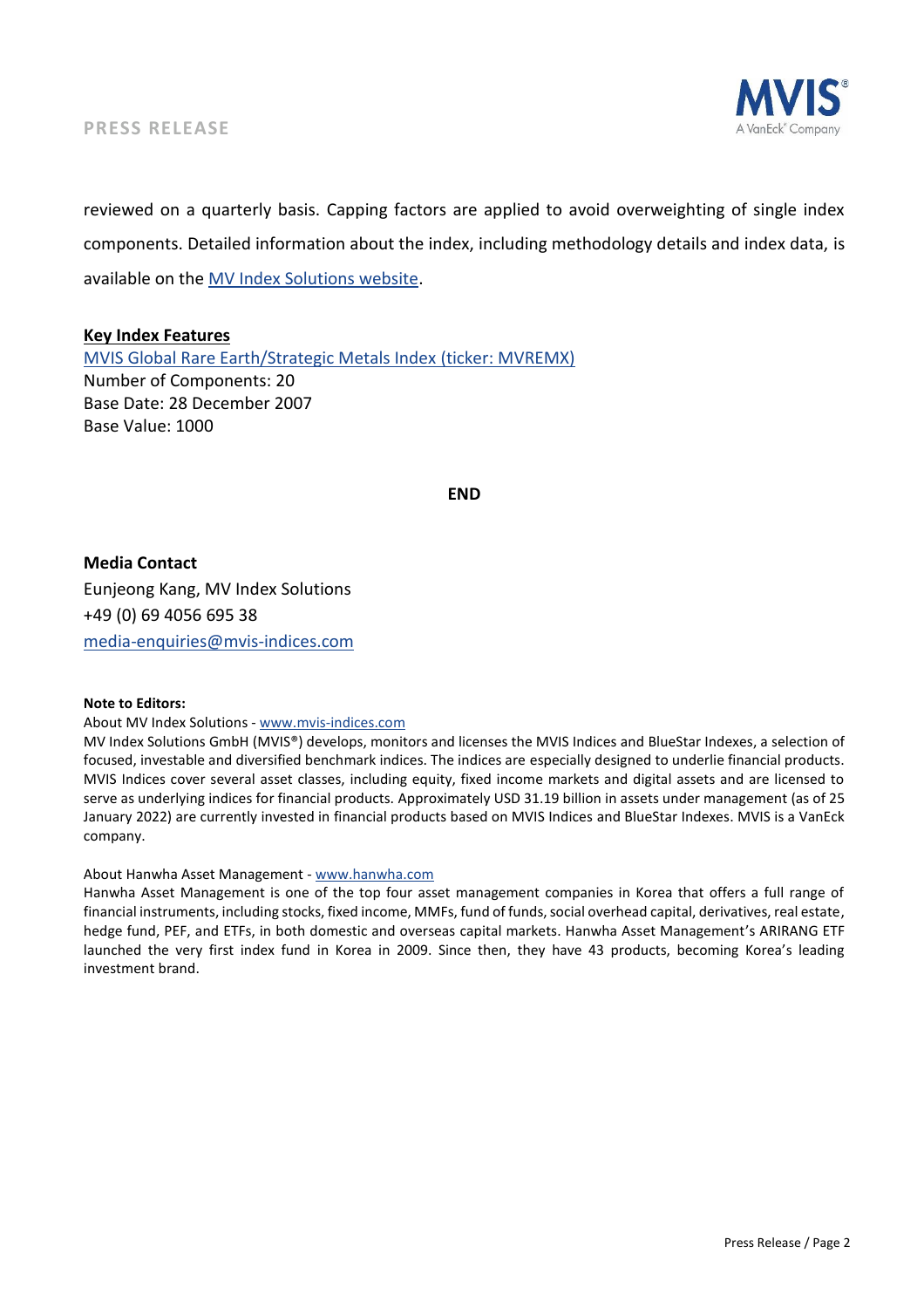reviewed on a quarterly basis. Capping factors are applied to avoid overweighting of single index components. Detailed information about the index, including methodology details and index data, is available on the MV Index Solutions website.

**Key Index Features**

MVIS Global Rare Earth/Strategic Metals Index (ticker: MVREMX)
Number of Components: 20
Base Date: 28 December 2007
Base Value: 1000

**END**

**Media Contact**

Eunjeong Kang, MV Index Solutions
+49 (0) 69 4056 695 38
media-enquiries@mvis-indices.com

**Note to Editors:**

About MV Index Solutions - www.mvis-indices.com

MV Index Solutions GmbH (MVIS®) develops, monitors and licenses the MVIS Indices and BlueStar Indexes, a selection of focused, investable and diversified benchmark indices. The indices are especially designed to underlie financial products. MVIS Indices cover several asset classes, including equity, fixed income markets and digital assets and are licensed to serve as underlying indices for financial products. Approximately USD 31.19 billion in assets under management (as of 25 January 2022) are currently invested in financial products based on MVIS Indices and BlueStar Indexes. MVIS is a VanEck company.

About Hanwha Asset Management - www.hanwha.com

Hanwha Asset Management is one of the top four asset management companies in Korea that offers a full range of financial instruments, including stocks, fixed income, MMFs, fund of funds, social overhead capital, derivatives, real estate, hedge fund, PEF, and ETFs, in both domestic and overseas capital markets. Hanwha Asset Management's ARIRANG ETF launched the very first index fund in Korea in 2009. Since then, they have 43 products, becoming Korea's leading investment brand.